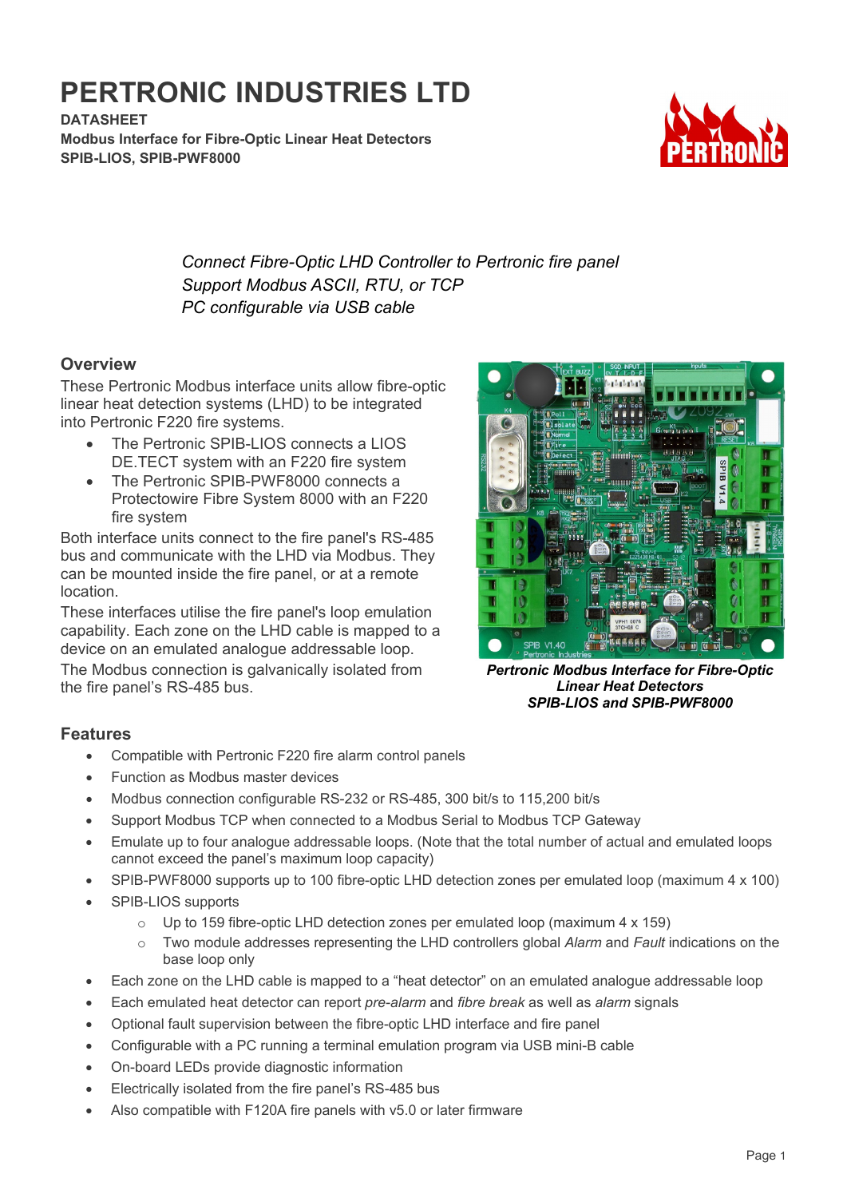# PERTRONIC INDUSTRIES LTD

**DATASHEET**
**Modbus Interface for Fibre-Optic Linear Heat Detectors**
**SPIB-LIOS, SPIB-PWF8000**

*Connect Fibre-Optic LHD Controller to Pertronic fire panel*
*Support Modbus ASCII, RTU, or TCP*
*PC configurable via USB cable*

## Overview

These Pertronic Modbus interface units allow fibre-optic linear heat detection systems (LHD) to be integrated into Pertronic F220 fire systems.

- The Pertronic SPIB-LIOS connects a LIOS DE.TECT system with an F220 fire system
- The Pertronic SPIB-PWF8000 connects a Protectowire Fibre System 8000 with an F220 fire system

Both interface units connect to the fire panel's RS-485 bus and communicate with the LHD via Modbus. They can be mounted inside the fire panel, or at a remote location.

These interfaces utilise the fire panel's loop emulation capability. Each zone on the LHD cable is mapped to a device on an emulated analogue addressable loop.

The Modbus connection is galvanically isolated from the fire panel's RS-485 bus.

***Pertronic Modbus Interface for Fibre-Optic Linear Heat Detectors SPIB-LIOS and SPIB-PWF8000***

## Features

- Compatible with Pertronic F220 fire alarm control panels
- Function as Modbus master devices
- Modbus connection configurable RS-232 or RS-485, 300 bit/s to 115,200 bit/s
- Support Modbus TCP when connected to a Modbus Serial to Modbus TCP Gateway
- Emulate up to four analogue addressable loops. (Note that the total number of actual and emulated loops cannot exceed the panel's maximum loop capacity)
- SPIB-PWF8000 supports up to 100 fibre-optic LHD detection zones per emulated loop (maximum 4 x 100)
- SPIB-LIOS supports
  - Up to 159 fibre-optic LHD detection zones per emulated loop (maximum 4 x 159)
  - Two module addresses representing the LHD controllers global *Alarm* and *Fault* indications on the base loop only
- Each zone on the LHD cable is mapped to a "heat detector" on an emulated analogue addressable loop
- Each emulated heat detector can report *pre-alarm* and *fibre break* as well as *alarm* signals
- Optional fault supervision between the fibre-optic LHD interface and fire panel
- Configurable with a PC running a terminal emulation program via USB mini-B cable
- On-board LEDs provide diagnostic information
- Electrically isolated from the fire panel's RS-485 bus
- Also compatible with F120A fire panels with v5.0 or later firmware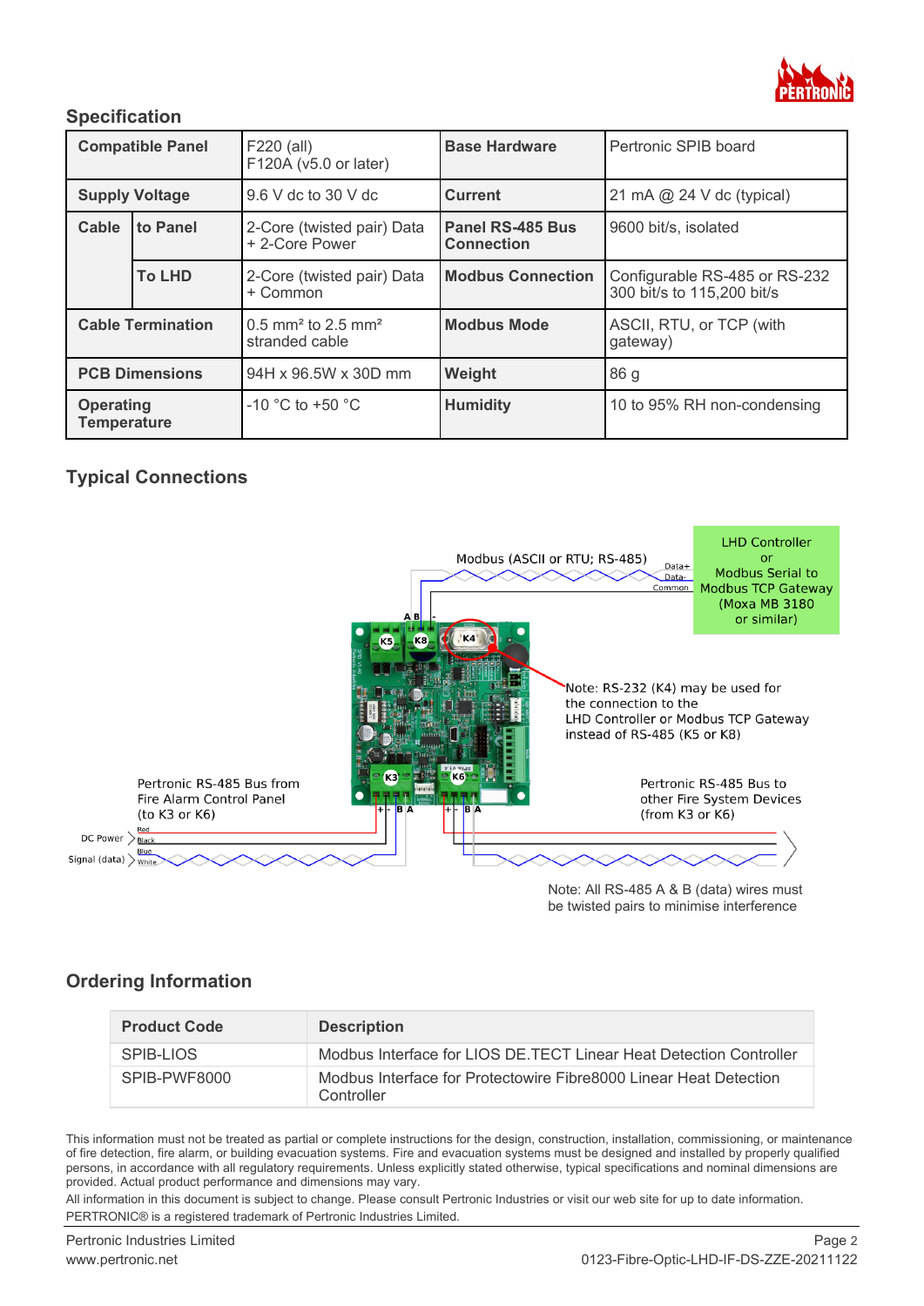## Specification

| | | | | |
|---|---|---|---|---|
| **Compatible Panel** | | F220 (all)<br>F120A (v5.0 or later) | **Base Hardware** | Pertronic SPIB board |
| **Supply Voltage** | | 9.6 V dc to 30 V dc | **Current** | 21 mA @ 24 V dc (typical) |
| **Cable** | **to Panel** | 2-Core (twisted pair) Data + 2-Core Power | **Panel RS-485 Bus Connection** | 9600 bit/s, isolated |
| | **To LHD** | 2-Core (twisted pair) Data + Common | **Modbus Connection** | Configurable RS-485 or RS-232<br>300 bit/s to 115,200 bit/s |
| **Cable Termination** | | 0.5 mm² to 2.5 mm² stranded cable | **Modbus Mode** | ASCII, RTU, or TCP (with gateway) |
| **PCB Dimensions** | | 94H x 96.5W x 30D mm | **Weight** | 86 g |
| **Operating Temperature** | | -10 °C to +50 °C | **Humidity** | 10 to 95% RH non-condensing |

## Typical Connections

Modbus (ASCII or RTU; RS-485)

Data+
Data-
Common

LHD Controller or Modbus Serial to Modbus TCP Gateway (Moxa MB 3180 or similar)

A B -

K5 K8 K4

Note: RS-232 (K4) may be used for the connection to the LHD Controller or Modbus TCP Gateway instead of RS-485 (K5 or K8)

K3 K6

Pertronic RS-485 Bus from Fire Alarm Control Panel (to K3 or K6)

Pertronic RS-485 Bus to other Fire System Devices (from K3 or K6)

+ - B A

DC Power

Signal (data)

Red
Black
Blue
White

Note: All RS-485 A & B (data) wires must be twisted pairs to minimise interference

## Ordering Information

| Product Code | Description |
|---|---|
| SPIB-LIOS | Modbus Interface for LIOS DE.TECT Linear Heat Detection Controller |
| SPIB-PWF8000 | Modbus Interface for Protectowire Fibre8000 Linear Heat Detection Controller |

This information must not be treated as partial or complete instructions for the design, construction, installation, commissioning, or maintenance of fire detection, fire alarm, or building evacuation systems. Fire and evacuation systems must be designed and installed by properly qualified persons, in accordance with all regulatory requirements. Unless explicitly stated otherwise, typical specifications and nominal dimensions are provided. Actual product performance and dimensions may vary.

All information in this document is subject to change. Please consult Pertronic Industries or visit our web site for up to date information.

PERTRONIC® is a registered trademark of Pertronic Industries Limited.

Pertronic Industries Limited
www.pertronic.net

0123-Fibre-Optic-LHD-IF-DS-ZZE-20211122